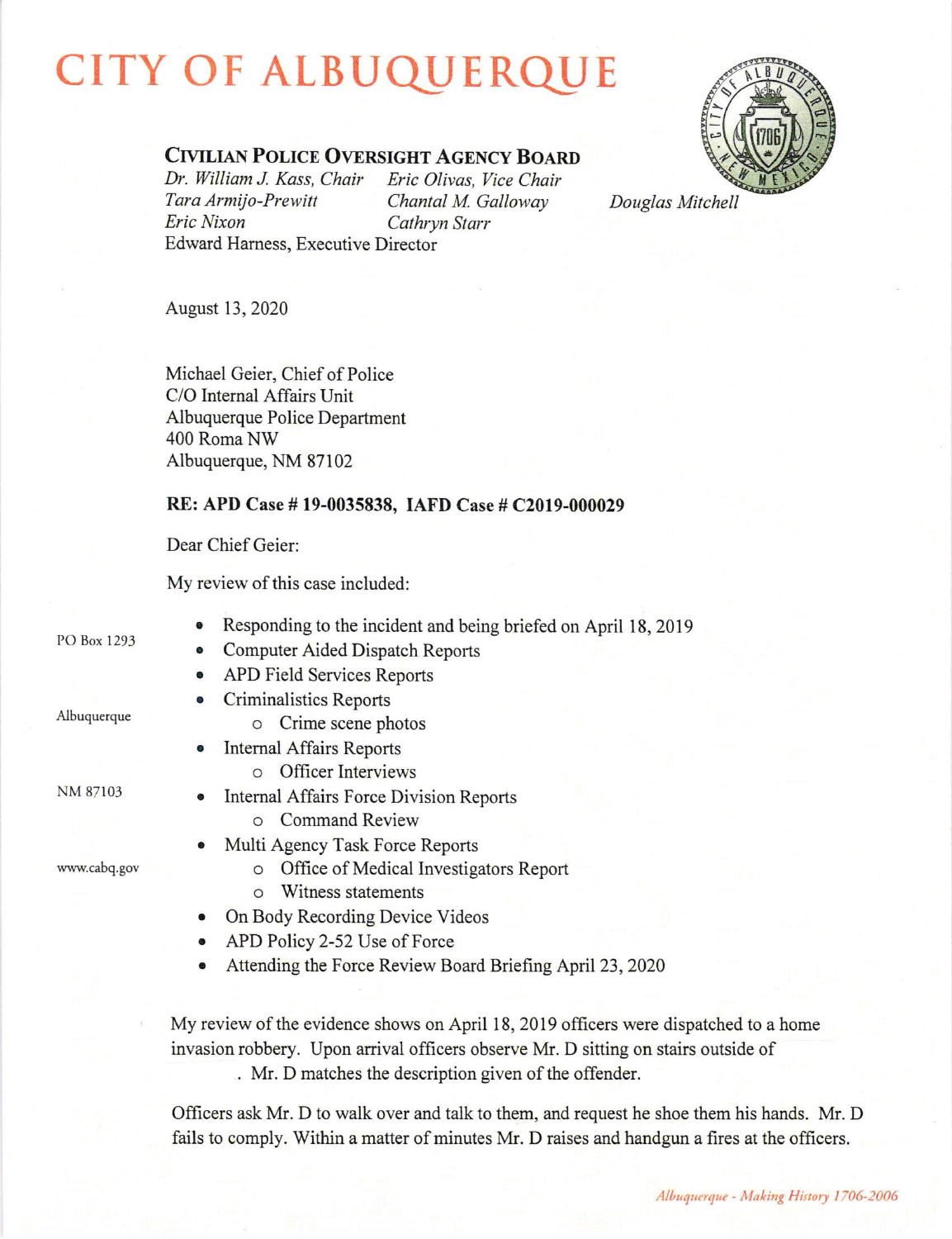# CITY OF ALBUQUERQUE

**CIVILIAN POLICE OVERSIGHT AGENCY BOARD**

*Dr. William J. Kass, Chair* *Eric Olivas, Vice Chair*
*Tara Armijo-Prewitt* *Chantal M. Galloway* *Douglas Mitchell*
*Eric Nixon* *Cathryn Starr*
Edward Harness, Executive Director

PO Box 1293

Albuquerque

NM 87103

www.cabq.gov

August 13, 2020

Michael Geier, Chief of Police
C/O Internal Affairs Unit
Albuquerque Police Department
400 Roma NW
Albuquerque, NM 87102

**RE: APD Case # 19-0035838, IAFD Case # C2019-000029**

Dear Chief Geier:

My review of this case included:

- Responding to the incident and being briefed on April 18, 2019
- Computer Aided Dispatch Reports
- APD Field Services Reports
- Criminalistics Reports
  - Crime scene photos
- Internal Affairs Reports
  - Officer Interviews
- Internal Affairs Force Division Reports
  - Command Review
- Multi Agency Task Force Reports
  - Office of Medical Investigators Report
  - Witness statements
- On Body Recording Device Videos
- APD Policy 2-52 Use of Force
- Attending the Force Review Board Briefing April 23, 2020

My review of the evidence shows on April 18, 2019 officers were dispatched to a home invasion robbery. Upon arrival officers observe Mr. D sitting on stairs outside of . Mr. D matches the description given of the offender.

Officers ask Mr. D to walk over and talk to them, and request he shoe them his hands. Mr. D fails to comply. Within a matter of minutes Mr. D raises and handgun a fires at the officers.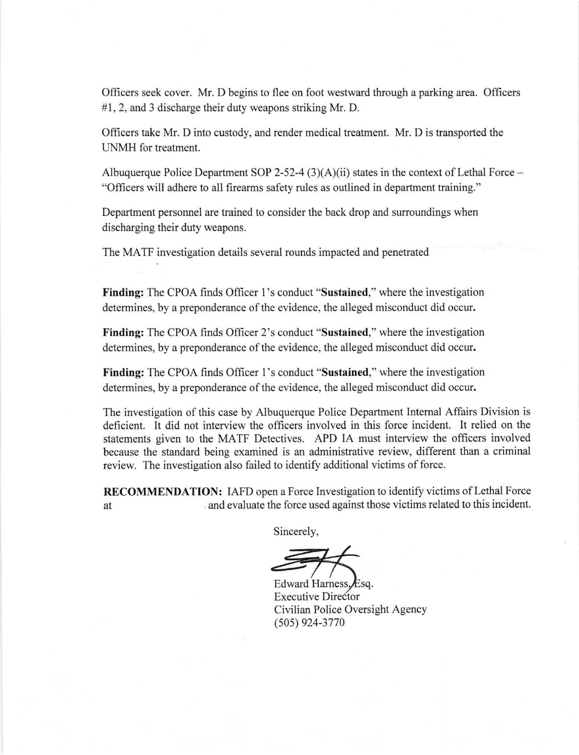Officers seek cover. Mr. D begins to flee on foot westward through a parking area. Officers #1, 2, and 3 discharge their duty weapons striking Mr. D.

Officers take Mr. D into custody, and render medical treatment. Mr. D is transported the UNMH for treatment.

Albuquerque Police Department SOP 2-52-4 (3)(A)(ii) states in the context of Lethal Force – "Officers will adhere to all firearms safety rules as outlined in department training."

Department personnel are trained to consider the back drop and surroundings when discharging their duty weapons.

The MATF investigation details several rounds impacted and penetrated

**Finding:** The CPOA finds Officer 1's conduct "**Sustained**," where the investigation determines, by a preponderance of the evidence, the alleged misconduct did occur.

**Finding:** The CPOA finds Officer 2's conduct "**Sustained**," where the investigation determines, by a preponderance of the evidence, the alleged misconduct did occur.

**Finding:** The CPOA finds Officer 1's conduct "**Sustained**," where the investigation determines, by a preponderance of the evidence, the alleged misconduct did occur.

The investigation of this case by Albuquerque Police Department Internal Affairs Division is deficient. It did not interview the officers involved in this force incident. It relied on the statements given to the MATF Detectives. APD IA must interview the officers involved because the standard being examined is an administrative review, different than a criminal review. The investigation also failed to identify additional victims of force.

**RECOMMENDATION:** IAFD open a Force Investigation to identify victims of Lethal Force at and evaluate the force used against those victims related to this incident.

Sincerely,

Edward Harness, Esq.
Executive Director
Civilian Police Oversight Agency
(505) 924-3770